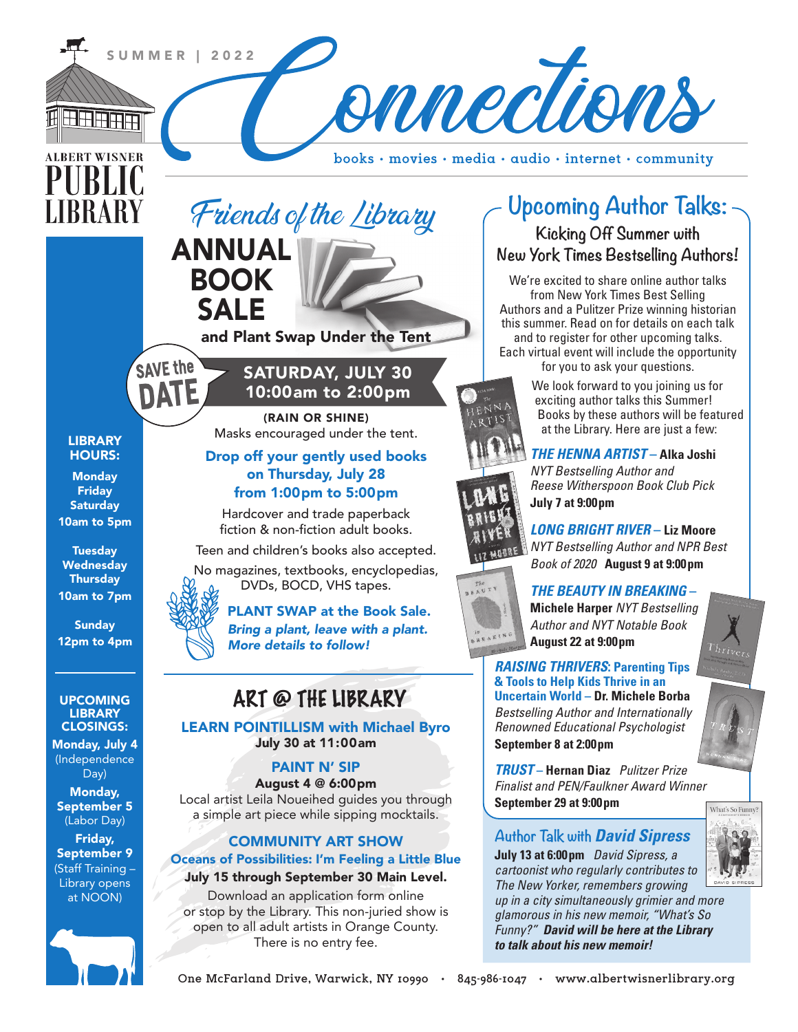SUMMER | 2022

ALBERT WISNER PUBLIC LIBRARY

# Connections

books · movies · media · audio · internet · community

## Friends of the Library ANNUAL BOOK SALE

**and Plant Swap Under the Tent**

SAVE the DATE

**SATURDAY, JULY 30**
**10:00am to 2:00pm**

**(RAIN OR SHINE)**
Masks encouraged under the tent.

**Drop off your gently used books on Thursday, July 28 from 1:00pm to 5:00pm**

Hardcover and trade paperback fiction & non-fiction adult books.

Teen and children's books also accepted.

No magazines, textbooks, encyclopedias, DVDs, BOCD, VHS tapes.

**PLANT SWAP at the Book Sale.**
***Bring a plant, leave with a plant. More details to follow!***

## ART @ THE LIBRARY

**LEARN POINTILLISM with Michael Byro**
**July 30 at 11:00am**

**PAINT N' SIP**
**August 4 @ 6:00pm**
Local artist Leila Noueihed guides you through a simple art piece while sipping mocktails.

**COMMUNITY ART SHOW**
**Oceans of Possibilities: I'm Feeling a Little Blue**
**July 15 through September 30 Main Level.**
Download an application form online or stop by the Library. This non-juried show is open to all adult artists in Orange County. There is no entry fee.

## Upcoming Author Talks:

### Kicking Off Summer with New York Times Bestselling Authors!

We're excited to share online author talks from New York Times Best Selling Authors and a Pulitzer Prize winning historian this summer. Read on for details on each talk and to register for other upcoming talks. Each virtual event will include the opportunity for you to ask your questions.

We look forward to you joining us for exciting author talks this Summer! Books by these authors will be featured at the Library. Here are just a few:

***THE HENNA ARTIST*** **– Alka Joshi**
*NYT Bestselling Author and Reese Witherspoon Book Club Pick*
**July 7 at 9:00pm**

***LONG BRIGHT RIVER*** **– Liz Moore**
*NYT Bestselling Author and NPR Best Book of 2020* **August 9 at 9:00pm**

***THE BEAUTY IN BREAKING*** **– Michele Harper** *NYT Bestselling Author and NYT Notable Book*
**August 22 at 9:00pm**

***RAISING THRIVERS*****: Parenting Tips & Tools to Help Kids Thrive in an Uncertain World – Dr. Michele Borba**
*Bestselling Author and Internationally Renowned Educational Psychologist*
**September 8 at 2:00pm**

***TRUST*** **– Hernan Diaz** *Pulitzer Prize Finalist and PEN/Faulkner Award Winner*
**September 29 at 9:00pm**

### Author Talk with *David Sipress*

**July 13 at 6:00pm** *David Sipress, a cartoonist who regularly contributes to The New Yorker, remembers growing up in a city simultaneously grimier and more glamorous in his new memoir, "What's So Funny?"* ***David will be here at the Library to talk about his new memoir!***

**LIBRARY HOURS:**

**Monday**
**Friday**
**Saturday**
**10am to 5pm**

**Tuesday**
**Wednesday**
**Thursday**
**10am to 7pm**

**Sunday**
**12pm to 4pm**

**UPCOMING LIBRARY CLOSINGS:**

**Monday, July 4** (Independence Day)

**Monday, September 5** (Labor Day)

**Friday, September 9** (Staff Training – Library opens at NOON)

One McFarland Drive, Warwick, NY 10990 · 845-986-1047 · www.albertwisnerlibrary.org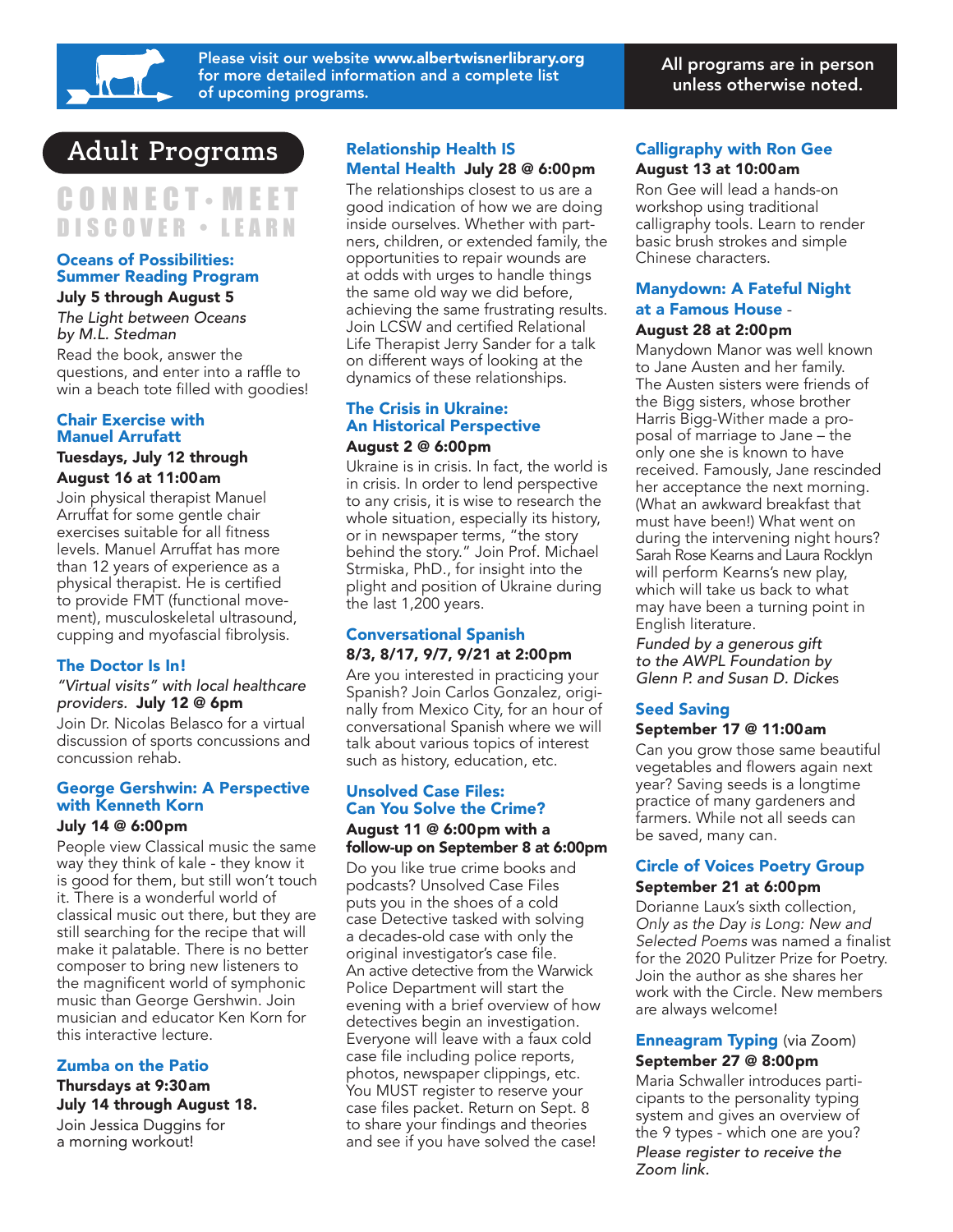Please visit our website **www.albertwisnerlibrary.org** for more detailed information and a complete list of upcoming programs.

**All programs are in person unless otherwise noted.**

# Adult Programs

CONNECT • MEET
DISCOVER • LEARN

### Oceans of Possibilities: Summer Reading Program

**July 5 through August 5**

*The Light between Oceans by M.L. Stedman*

Read the book, answer the questions, and enter into a raffle to win a beach tote filled with goodies!

### Chair Exercise with Manuel Arrufatt

**Tuesdays, July 12 through August 16 at 11:00am**

Join physical therapist Manuel Arruffat for some gentle chair exercises suitable for all fitness levels. Manuel Arruffat has more than 12 years of experience as a physical therapist. He is certified to provide FMT (functional movement), musculoskeletal ultrasound, cupping and myofascial fibrolysis.

### The Doctor Is In!

*"Virtual visits" with local healthcare providers.* **July 12 @ 6pm**

Join Dr. Nicolas Belasco for a virtual discussion of sports concussions and concussion rehab.

### George Gershwin: A Perspective with Kenneth Korn

**July 14 @ 6:00pm**

People view Classical music the same way they think of kale - they know it is good for them, but still won't touch it. There is a wonderful world of classical music out there, but they are still searching for the recipe that will make it palatable. There is no better composer to bring new listeners to the magnificent world of symphonic music than George Gershwin. Join musician and educator Ken Korn for this interactive lecture.

### Zumba on the Patio

**Thursdays at 9:30am July 14 through August 18.**

Join Jessica Duggins for a morning workout!

### Relationship Health IS Mental Health **July 28 @ 6:00pm**

The relationships closest to us are a good indication of how we are doing inside ourselves. Whether with partners, children, or extended family, the opportunities to repair wounds are at odds with urges to handle things the same old way we did before, achieving the same frustrating results. Join LCSW and certified Relational Life Therapist Jerry Sander for a talk on different ways of looking at the dynamics of these relationships.

### The Crisis in Ukraine: An Historical Perspective

**August 2 @ 6:00pm**

Ukraine is in crisis. In fact, the world is in crisis. In order to lend perspective to any crisis, it is wise to research the whole situation, especially its history, or in newspaper terms, "the story behind the story." Join Prof. Michael Strmiska, PhD., for insight into the plight and position of Ukraine during the last 1,200 years.

### Conversational Spanish

**8/3, 8/17, 9/7, 9/21 at 2:00pm**

Are you interested in practicing your Spanish? Join Carlos Gonzalez, originally from Mexico City, for an hour of conversational Spanish where we will talk about various topics of interest such as history, education, etc.

### Unsolved Case Files: Can You Solve the Crime?

**August 11 @ 6:00pm with a follow-up on September 8 at 6:00pm**

Do you like true crime books and podcasts? Unsolved Case Files puts you in the shoes of a cold case Detective tasked with solving a decades-old case with only the original investigator's case file. An active detective from the Warwick Police Department will start the evening with a brief overview of how detectives begin an investigation. Everyone will leave with a faux cold case file including police reports, photos, newspaper clippings, etc. You MUST register to reserve your case files packet. Return on Sept. 8 to share your findings and theories and see if you have solved the case!

### Calligraphy with Ron Gee

**August 13 at 10:00am**

Ron Gee will lead a hands-on workshop using traditional calligraphy tools. Learn to render basic brush strokes and simple Chinese characters.

### Manydown: A Fateful Night at a Famous House -

**August 28 at 2:00pm**

Manydown Manor was well known to Jane Austen and her family. The Austen sisters were friends of the Bigg sisters, whose brother Harris Bigg-Wither made a proposal of marriage to Jane – the only one she is known to have received. Famously, Jane rescinded her acceptance the next morning. (What an awkward breakfast that must have been!) What went on during the intervening night hours? Sarah Rose Kearns and Laura Rocklyn will perform Kearns's new play, which will take us back to what may have been a turning point in English literature.

*Funded by a generous gift to the AWPL Foundation by Glenn P. and Susan D. Dickes*

### Seed Saving

**September 17 @ 11:00am**

Can you grow those same beautiful vegetables and flowers again next year? Saving seeds is a longtime practice of many gardeners and farmers. While not all seeds can be saved, many can.

### Circle of Voices Poetry Group

**September 21 at 6:00pm**

Dorianne Laux's sixth collection, *Only as the Day is Long: New and Selected Poems* was named a finalist for the 2020 Pulitzer Prize for Poetry. Join the author as she shares her work with the Circle. New members are always welcome!

### Enneagram Typing (via Zoom)

**September 27 @ 8:00pm**

Maria Schwaller introduces participants to the personality typing system and gives an overview of the 9 types - which one are you?

*Please register to receive the Zoom link.*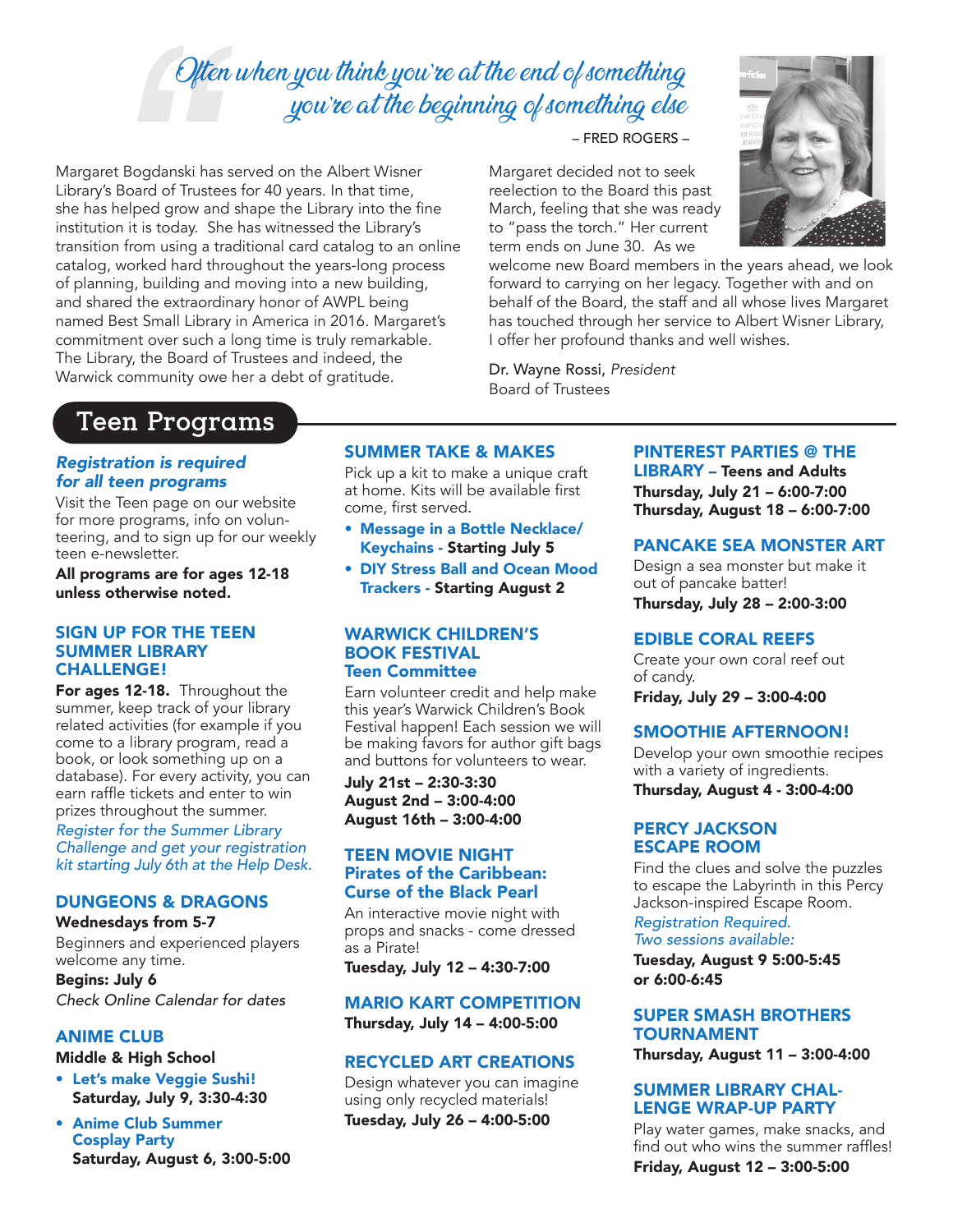*Often when you think you're at the end of something you're at the beginning of something else*

– FRED ROGERS –

Margaret Bogdanski has served on the Albert Wisner Library's Board of Trustees for 40 years. In that time, she has helped grow and shape the Library into the fine institution it is today. She has witnessed the Library's transition from using a traditional card catalog to an online catalog, worked hard throughout the years-long process of planning, building and moving into a new building, and shared the extraordinary honor of AWPL being named Best Small Library in America in 2016. Margaret's commitment over such a long time is truly remarkable. The Library, the Board of Trustees and indeed, the Warwick community owe her a debt of gratitude.

Margaret decided not to seek reelection to the Board this past March, feeling that she was ready to "pass the torch." Her current term ends on June 30. As we welcome new Board members in the years ahead, we look forward to carrying on her legacy. Together with and on behalf of the Board, the staff and all whose lives Margaret has touched through her service to Albert Wisner Library, I offer her profound thanks and well wishes.

Dr. Wayne Rossi, *President*
Board of Trustees

# Teen Programs

***Registration is required for all teen programs***

Visit the Teen page on our website for more programs, info on volunteering, and to sign up for our weekly teen e-newsletter.

**All programs are for ages 12-18 unless otherwise noted.**

## SIGN UP FOR THE TEEN SUMMER LIBRARY CHALLENGE!

**For ages 12-18.** Throughout the summer, keep track of your library related activities (for example if you come to a library program, read a book, or look something up on a database). For every activity, you can earn raffle tickets and enter to win prizes throughout the summer.

*Register for the Summer Library Challenge and get your registration kit starting July 6th at the Help Desk.*

## DUNGEONS & DRAGONS

**Wednesdays from 5-7**

Beginners and experienced players welcome any time.

**Begins: July 6**

*Check Online Calendar for dates*

## ANIME CLUB

**Middle & High School**

- **Let's make Veggie Sushi!**
  **Saturday, July 9, 3:30-4:30**
- **Anime Club Summer Cosplay Party**
  **Saturday, August 6, 3:00-5:00**

## SUMMER TAKE & MAKES

Pick up a kit to make a unique craft at home. Kits will be available first come, first served.

- **Message in a Bottle Necklace/ Keychains - Starting July 5**
- **DIY Stress Ball and Ocean Mood Trackers - Starting August 2**

## WARWICK CHILDREN'S BOOK FESTIVAL Teen Committee

Earn volunteer credit and help make this year's Warwick Children's Book Festival happen! Each session we will be making favors for author gift bags and buttons for volunteers to wear.

**July 21st – 2:30-3:30**
**August 2nd – 3:00-4:00**
**August 16th – 3:00-4:00**

## TEEN MOVIE NIGHT Pirates of the Caribbean: Curse of the Black Pearl

An interactive movie night with props and snacks - come dressed as a Pirate!

**Tuesday, July 12 – 4:30-7:00**

## MARIO KART COMPETITION

**Thursday, July 14 – 4:00-5:00**

## RECYCLED ART CREATIONS

Design whatever you can imagine using only recycled materials!

**Tuesday, July 26 – 4:00-5:00**

## PINTEREST PARTIES @ THE LIBRARY – Teens and Adults

**Thursday, July 21 – 6:00-7:00**
**Thursday, August 18 – 6:00-7:00**

## PANCAKE SEA MONSTER ART

Design a sea monster but make it out of pancake batter!

**Thursday, July 28 – 2:00-3:00**

## EDIBLE CORAL REEFS

Create your own coral reef out of candy.

**Friday, July 29 – 3:00-4:00**

## SMOOTHIE AFTERNOON!

Develop your own smoothie recipes with a variety of ingredients.

**Thursday, August 4 - 3:00-4:00**

## PERCY JACKSON ESCAPE ROOM

Find the clues and solve the puzzles to escape the Labyrinth in this Percy Jackson-inspired Escape Room.

*Registration Required.*
*Two sessions available:*

**Tuesday, August 9 5:00-5:45 or 6:00-6:45**

## SUPER SMASH BROTHERS TOURNAMENT

**Thursday, August 11 – 3:00-4:00**

## SUMMER LIBRARY CHALLENGE WRAP-UP PARTY

Play water games, make snacks, and find out who wins the summer raffles!

**Friday, August 12 – 3:00-5:00**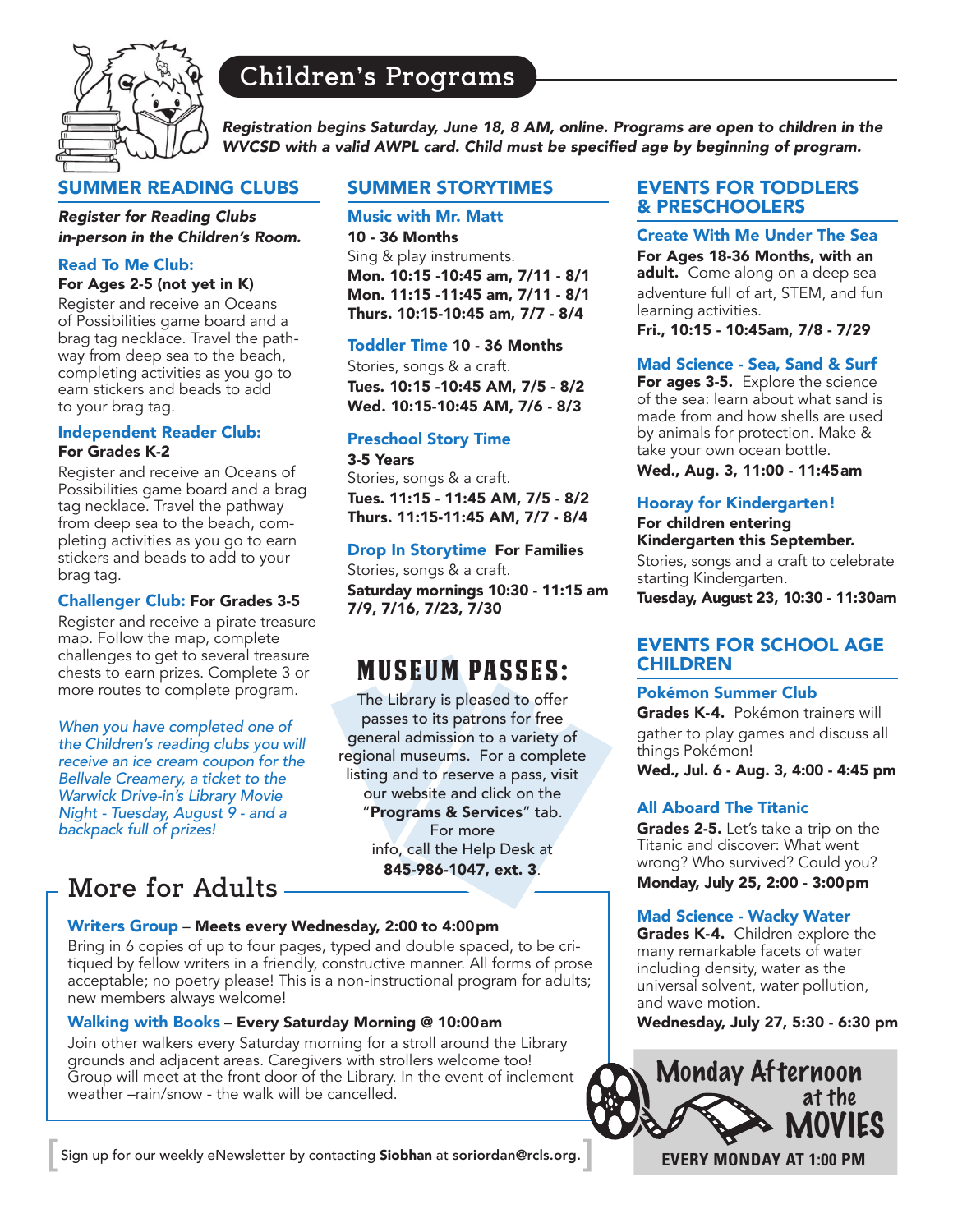# Children's Programs

*Registration begins Saturday, June 18, 8 AM, online. Programs are open to children in the WVCSD with a valid AWPL card. Child must be specified age by beginning of program.*

## SUMMER READING CLUBS

*Register for Reading Clubs in-person in the Children's Room.*

### Read To Me Club:

**For Ages 2-5 (not yet in K)**

Register and receive an Oceans of Possibilities game board and a brag tag necklace. Travel the pathway from deep sea to the beach, completing activities as you go to earn stickers and beads to add to your brag tag.

### Independent Reader Club:

**For Grades K-2**

Register and receive an Oceans of Possibilities game board and a brag tag necklace. Travel the pathway from deep sea to the beach, completing activities as you go to earn stickers and beads to add to your brag tag.

### Challenger Club: For Grades 3-5

Register and receive a pirate treasure map. Follow the map, complete challenges to get to several treasure chests to earn prizes. Complete 3 or more routes to complete program.

*When you have completed one of the Children's reading clubs you will receive an ice cream coupon for the Bellvale Creamery, a ticket to the Warwick Drive-in's Library Movie Night - Tuesday, August 9 - and a backpack full of prizes!*

## SUMMER STORYTIMES

### Music with Mr. Matt

**10 - 36 Months**

Sing & play instruments.

**Mon. 10:15 -10:45 am, 7/11 - 8/1**
**Mon. 11:15 -11:45 am, 7/11 - 8/1**
**Thurs. 10:15-10:45 am, 7/7 - 8/4**

### Toddler Time 10 - 36 Months

Stories, songs & a craft.

**Tues. 10:15 -10:45 AM, 7/5 - 8/2**
**Wed. 10:15-10:45 AM, 7/6 - 8/3**

### Preschool Story Time

**3-5 Years**

Stories, songs & a craft.

**Tues. 11:15 - 11:45 AM, 7/5 - 8/2**
**Thurs. 11:15-11:45 AM, 7/7 - 8/4**

### Drop In Storytime For Families

Stories, songs & a craft.

**Saturday mornings 10:30 - 11:15 am**
**7/9, 7/16, 7/23, 7/30**

## MUSEUM PASSES:

The Library is pleased to offer passes to its patrons for free general admission to a variety of regional museums. For a complete listing and to reserve a pass, visit our website and click on the "**Programs & Services**" tab. For more info, call the Help Desk at **845-986-1047, ext. 3**.

## EVENTS FOR TODDLERS & PRESCHOOLERS

### Create With Me Under The Sea

**For Ages 18-36 Months, with an adult.** Come along on a deep sea adventure full of art, STEM, and fun learning activities.

**Fri., 10:15 - 10:45am, 7/8 - 7/29**

### Mad Science - Sea, Sand & Surf

**For ages 3-5.** Explore the science of the sea: learn about what sand is made from and how shells are used by animals for protection. Make & take your own ocean bottle.

**Wed., Aug. 3, 11:00 - 11:45am**

### Hooray for Kindergarten!

**For children entering Kindergarten this September.**

Stories, songs and a craft to celebrate starting Kindergarten.

**Tuesday, August 23, 10:30 - 11:30am**

## EVENTS FOR SCHOOL AGE CHILDREN

### Pokémon Summer Club

**Grades K-4.** Pokémon trainers will gather to play games and discuss all things Pokémon!

**Wed., Jul. 6 - Aug. 3, 4:00 - 4:45 pm**

### All Aboard The Titanic

**Grades 2-5.** Let's take a trip on the Titanic and discover: What went wrong? Who survived? Could you?

**Monday, July 25, 2:00 - 3:00pm**

### Mad Science - Wacky Water

**Grades K-4.** Children explore the many remarkable facets of water including density, water as the universal solvent, water pollution, and wave motion.

**Wednesday, July 27, 5:30 - 6:30 pm**

## More for Adults

**Writers Group** – **Meets every Wednesday, 2:00 to 4:00pm**

Bring in 6 copies of up to four pages, typed and double spaced, to be critiqued by fellow writers in a friendly, constructive manner. All forms of prose acceptable; no poetry please! This is a non-instructional program for adults; new members always welcome!

**Walking with Books** – **Every Saturday Morning @ 10:00am**

Join other walkers every Saturday morning for a stroll around the Library grounds and adjacent areas. Caregivers with strollers welcome too! Group will meet at the front door of the Library. In the event of inclement weather –rain/snow - the walk will be cancelled.

## Monday Afternoon at the MOVIES

**EVERY MONDAY AT 1:00 PM**

Sign up for our weekly eNewsletter by contacting **Siobhan** at **soriordan@rcls.org.**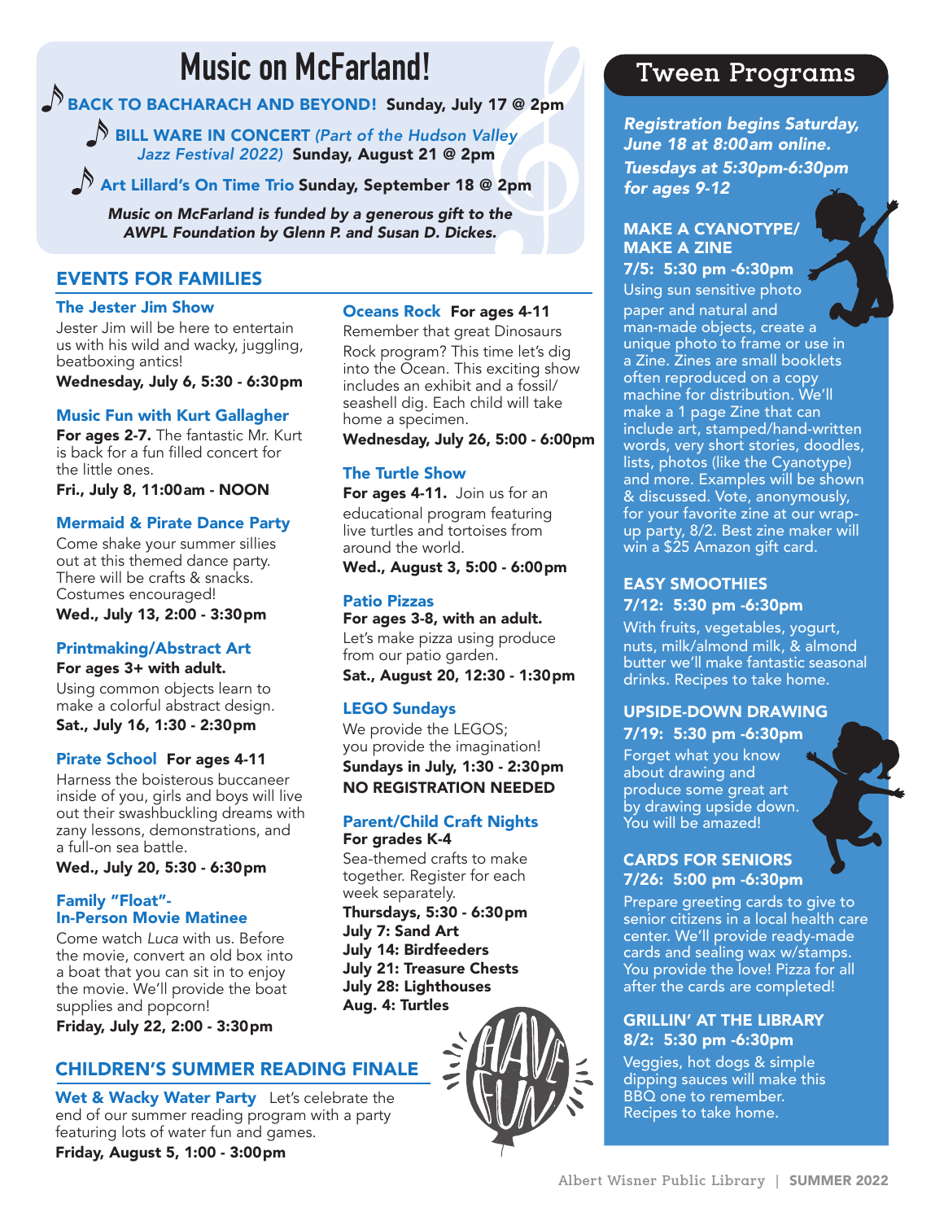# Music on McFarland!

**BACK TO BACHARACH AND BEYOND!** Sunday, July 17 @ 2pm

**BILL WARE IN CONCERT** *(Part of the Hudson Valley Jazz Festival 2022)* **Sunday, August 21 @ 2pm**

**Art Lillard's On Time Trio** **Sunday, September 18 @ 2pm**

*Music on McFarland is funded by a generous gift to the AWPL Foundation by Glenn P. and Susan D. Dickes.*

## EVENTS FOR FAMILIES

### The Jester Jim Show

Jester Jim will be here to entertain us with his wild and wacky, juggling, beatboxing antics!

**Wednesday, July 6, 5:30 - 6:30pm**

### Music Fun with Kurt Gallagher

**For ages 2-7.** The fantastic Mr. Kurt is back for a fun filled concert for the little ones.

**Fri., July 8, 11:00am - NOON**

### Mermaid & Pirate Dance Party

Come shake your summer sillies out at this themed dance party. There will be crafts & snacks. Costumes encouraged!

**Wed., July 13, 2:00 - 3:30pm**

### Printmaking/Abstract Art

**For ages 3+ with adult.**

Using common objects learn to make a colorful abstract design.

**Sat., July 16, 1:30 - 2:30pm**

### Pirate School **For ages 4-11**

Harness the boisterous buccaneer inside of you, girls and boys will live out their swashbuckling dreams with zany lessons, demonstrations, and a full-on sea battle.

**Wed., July 20, 5:30 - 6:30pm**

### Family "Float"- In-Person Movie Matinee

Come watch *Luca* with us. Before the movie, convert an old box into a boat that you can sit in to enjoy the movie. We'll provide the boat supplies and popcorn!

**Friday, July 22, 2:00 - 3:30pm**

### Oceans Rock **For ages 4-11**

Remember that great Dinosaurs Rock program? This time let's dig into the Ocean. This exciting show includes an exhibit and a fossil/ seashell dig. Each child will take home a specimen.

**Wednesday, July 26, 5:00 - 6:00pm**

### The Turtle Show

**For ages 4-11.** Join us for an educational program featuring live turtles and tortoises from around the world.

**Wed., August 3, 5:00 - 6:00pm**

### Patio Pizzas

**For ages 3-8, with an adult.**

Let's make pizza using produce from our patio garden.

**Sat., August 20, 12:30 - 1:30pm**

### LEGO Sundays

We provide the LEGOS; you provide the imagination!

**Sundays in July, 1:30 - 2:30pm**

**NO REGISTRATION NEEDED**

### Parent/Child Craft Nights

**For grades K-4**

Sea-themed crafts to make together. Register for each week separately.

**Thursdays, 5:30 - 6:30pm**
**July 7: Sand Art**
**July 14: Birdfeeders**
**July 21: Treasure Chests**
**July 28: Lighthouses**
**Aug. 4: Turtles**

## CHILDREN'S SUMMER READING FINALE

**Wet & Wacky Water Party** Let's celebrate the end of our summer reading program with a party featuring lots of water fun and games.

**Friday, August 5, 1:00 - 3:00pm**

## Tween Programs

***Registration begins Saturday, June 18 at 8:00am online.***
***Tuesdays at 5:30pm-6:30pm for ages 9-12***

### MAKE A CYANOTYPE/ MAKE A ZINE

**7/5: 5:30 pm -6:30pm**

Using sun sensitive photo paper and natural and man-made objects, create a unique photo to frame or use in a Zine. Zines are small booklets often reproduced on a copy machine for distribution. We'll make a 1 page Zine that can include art, stamped/hand-written words, very short stories, doodles, lists, photos (like the Cyanotype) and more. Examples will be shown & discussed. Vote, anonymously, for your favorite zine at our wrap-up party, 8/2. Best zine maker will win a $25 Amazon gift card.

### EASY SMOOTHIES

**7/12: 5:30 pm -6:30pm**

With fruits, vegetables, yogurt, nuts, milk/almond milk, & almond butter we'll make fantastic seasonal drinks. Recipes to take home.

### UPSIDE-DOWN DRAWING

**7/19: 5:30 pm -6:30pm**

Forget what you know about drawing and produce some great art by drawing upside down. You will be amazed!

### CARDS FOR SENIORS

**7/26: 5:00 pm -6:30pm**

Prepare greeting cards to give to senior citizens in a local health care center. We'll provide ready-made cards and sealing wax w/stamps. You provide the love! Pizza for all after the cards are completed!

### GRILLIN' AT THE LIBRARY

**8/2: 5:30 pm -6:30pm**

Veggies, hot dogs & simple dipping sauces will make this BBQ one to remember. Recipes to take home.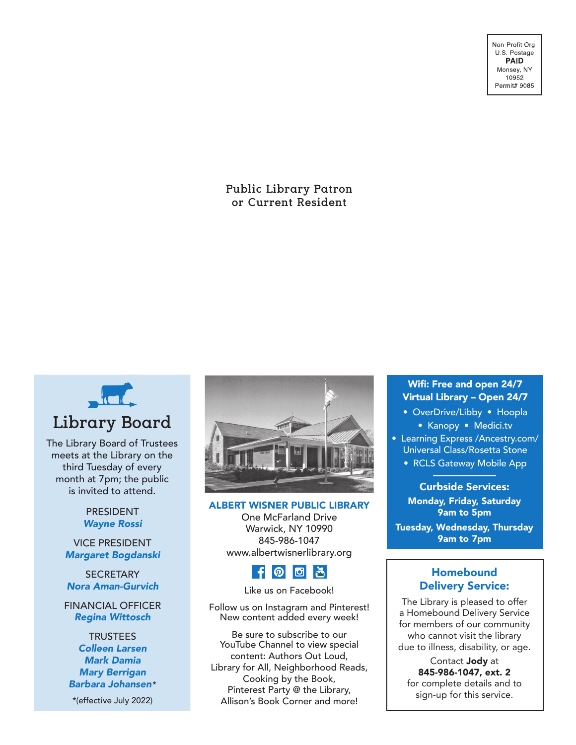Non-Profit Org.
U.S. Postage
**PAID**
Monsey, NY
10952
Permit# 9085

Public Library Patron
or Current Resident

## Library Board

The Library Board of Trustees meets at the Library on the third Tuesday of every month at 7pm; the public is invited to attend.

PRESIDENT
***Wayne Rossi***

VICE PRESIDENT
***Margaret Bogdanski***

SECRETARY
***Nora Aman-Gurvich***

FINANCIAL OFFICER
***Regina Wittosch***

TRUSTEES
***Colleen Larsen***
***Mark Damia***
***Mary Berrigan***
***Barbara Johansen****

*(effective July 2022)

**ALBERT WISNER PUBLIC LIBRARY**
One McFarland Drive
Warwick, NY 10990
845-986-1047
www.albertwisnerlibrary.org

Like us on Facebook!

Follow us on Instagram and Pinterest!
New content added every week!

Be sure to subscribe to our YouTube Channel to view special content: Authors Out Loud, Library for All, Neighborhood Reads, Cooking by the Book, Pinterest Party @ the Library, Allison's Book Corner and more!

**Wifi: Free and open 24/7**
**Virtual Library – Open 24/7**

- OverDrive/Libby
- Hoopla
- Kanopy
- Medici.tv
- Learning Express /Ancestry.com/ Universal Class/Rosetta Stone
- RCLS Gateway Mobile App

**Curbside Services:**

**Monday, Friday, Saturday**
**9am to 5pm**

**Tuesday, Wednesday, Thursday**
**9am to 7pm**

### Homebound Delivery Service:

The Library is pleased to offer a Homebound Delivery Service for members of our community who cannot visit the library due to illness, disability, or age.

Contact **Jody** at **845-986-1047, ext. 2** for complete details and to sign-up for this service.